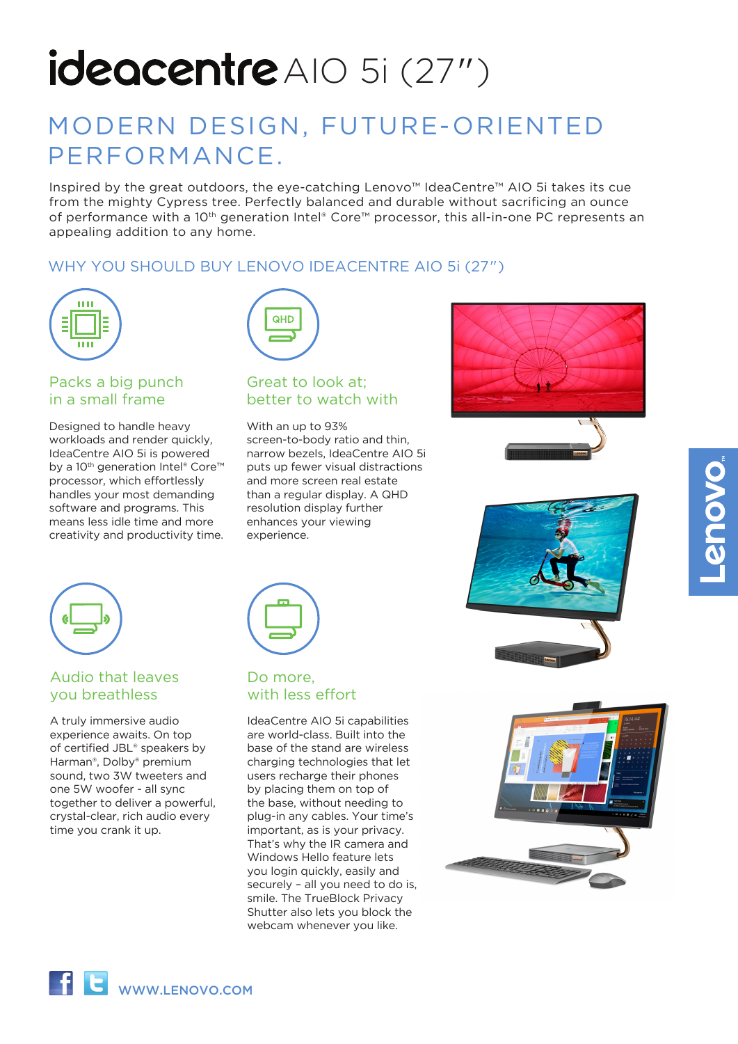# ideacentre AIO 5i (27")

## MODERN DESIGN, FUTURE-ORIENTED PERFORMANCE.

Inspired by the great outdoors, the eye-catching Lenovo™ IdeaCentre™ AIO 5i takes its cue from the mighty Cypress tree. Perfectly balanced and durable without sacrificing an ounce of performance with a 10th generation Intel® Core™ processor, this all-in-one PC represents an appealing addition to any home.

### WHY YOU SHOULD BUY LENOVO IDEACENTRE AIO 5i (27")

#### Packs a big punch in a small frame

Designed to handle heavy workloads and render quickly, IdeaCentre AIO 5i is powered by a 10th generation Intel® Core™ processor, which effortlessly handles your most demanding software and programs. This means less idle time and more creativity and productivity time.

#### Great to look at; better to watch with

With an up to 93% screen-to-body ratio and thin, narrow bezels, IdeaCentre AIO 5i puts up fewer visual distractions and more screen real estate than a regular display. A QHD resolution display further enhances your viewing experience.

#### Audio that leaves you breathless

A truly immersive audio experience awaits. On top of certified JBL® speakers by Harman®, Dolby® premium sound, two 3W tweeters and one 5W woofer - all sync together to deliver a powerful, crystal-clear, rich audio every time you crank it up.

#### Do more, with less effort

IdeaCentre AIO 5i capabilities are world-class. Built into the stand are wireless charging technologies that let users recharge their phones by placing them on top of the base, without needing to plug-in any cables. Your time's important, as is your privacy. That's why the IR camera and Windows Hello feature lets you login quickly, easily and securely – all you need to do is, smile. The TrueBlock Privacy Shutter also lets you block the webcam whenever you like.

WWW.LENOVO.COM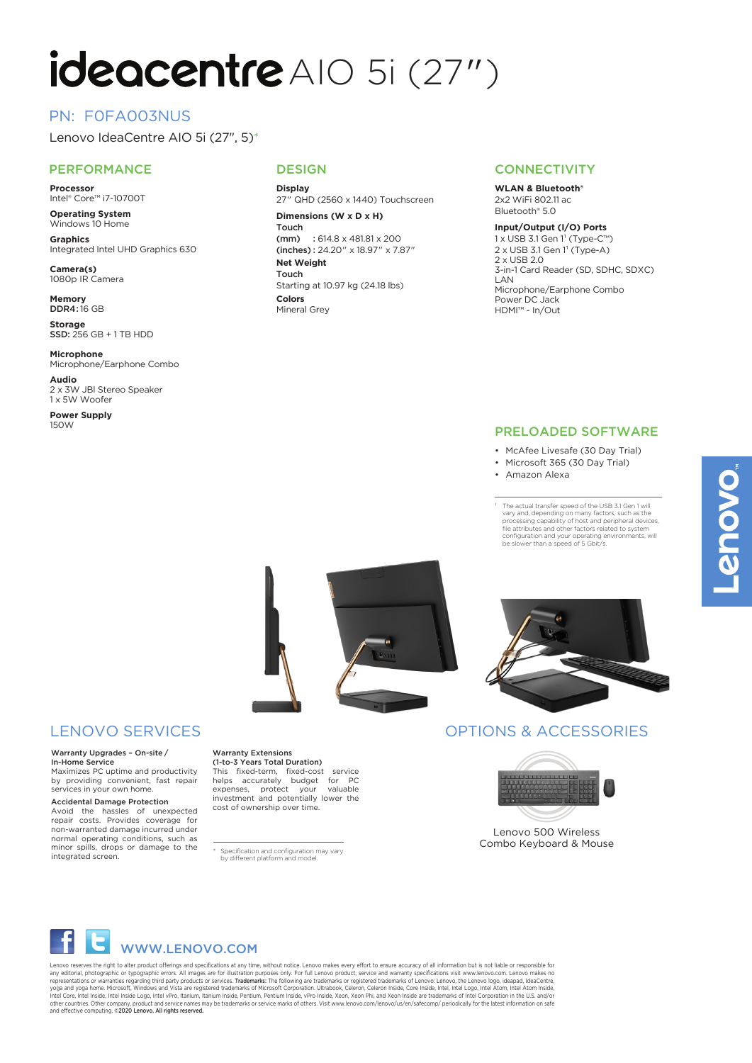# ideacentre AIO 5i (27″)

PN: F0FA003NUS

Lenovo IdeaCentre AIO 5i (27″, 5)*

## PERFORMANCE

**Processor**
Intel® Core™ i7-10700T

**Operating System**
Windows 10 Home

**Graphics**
Integrated Intel UHD Graphics 630

**Camera(s)**
1080p IR Camera

**Memory**
**DDR4:** 16 GB

**Storage**
**SSD:** 256 GB + 1 TB HDD

**Microphone**
Microphone/Earphone Combo

**Audio**
2 x 3W JBl Stereo Speaker
1 x 5W Woofer

**Power Supply**
150W

## DESIGN

**Display**
27″ QHD (2560 x 1440) Touchscreen

**Dimensions (W x D x H)**
**Touch**
**(mm)** : 614.8 x 481.81 x 200
**(inches) :** 24.20″ x 18.97″ x 7.87″

**Net Weight**
**Touch**
Starting at 10.97 kg (24.18 lbs)

**Colors**
Mineral Grey

## CONNECTIVITY

**WLAN & Bluetooth***
2x2 WiFi 802.11 ac
Bluetooth® 5.0

**Input/Output (I/O) Ports**
1 x USB 3.1 Gen 1[1] (Type-C™)
2 x USB 3.1 Gen 1[1] (Type-A)
2 x USB 2.0
3-in-1 Card Reader (SD, SDHC, SDXC)
LAN
Microphone/Earphone Combo
Power DC Jack
HDMI™ - In/Out

## PRELOADED SOFTWARE

- McAfee Livesafe (30 Day Trial)
- Microsoft 365 (30 Day Trial)
- Amazon Alexa

[1] The actual transfer speed of the USB 3.1 Gen 1 will vary and, depending on many factors, such as the processing capability of host and peripheral devices, file attributes and other factors related to system configuration and your operating environments, will be slower than a speed of 5 Gbit/s.

## LENOVO SERVICES

**Warranty Upgrades – On-site / In-Home Service**
Maximizes PC uptime and productivity by providing convenient, fast repair services in your own home.

**Accidental Damage Protection**
Avoid the hassles of unexpected repair costs. Provides coverage for non-warranted damage incurred under normal operating conditions, such as minor spills, drops or damage to the integrated screen.

**Warranty Extensions (1-to-3 Years Total Duration)**
This fixed-term, fixed-cost service helps accurately budget for PC expenses, protect your valuable investment and potentially lower the cost of ownership over time.

* Specification and configuration may vary by different platform and model.

## OPTIONS & ACCESSORIES

Lenovo 500 Wireless Combo Keyboard & Mouse

WWW.LENOVO.COM

Lenovo reserves the right to alter product offerings and specifications at any time, without notice. Lenovo makes every effort to ensure accuracy of all information but is not liable or responsible for any editorial, photographic or typographic errors. All images are for illustration purposes only. For full Lenovo product, service and warranty specifications visit www.lenovo.com. Lenovo makes no representations or warranties regarding third party products or services. **Trademarks:** The following are trademarks or registered trademarks of Lenovo: Lenovo, the Lenovo logo, ideapad, IdeaCentre, yoga and yoga home. Microsoft, Windows and Vista are registered trademarks of Microsoft Corporation. Ultrabook, Celeron, Celeron Inside, Core Inside, Intel, Intel Logo, Intel Atom, Intel Atom Inside, Intel Core, Intel Inside, Intel Inside Logo, Intel vPro, Itanium, Itanium Inside, Pentium, Pentium Inside, vPro Inside, Xeon, Xeon Phi, and Xeon Inside are trademarks of Intel Corporation in the U.S. and/or other countries. Other company, product and service names may be trademarks or service marks of others. Visit www.lenovo.com/lenovo/us/en/safecomp/ periodically for the latest information on safe and effective computing. **©2020 Lenovo. All rights reserved.**